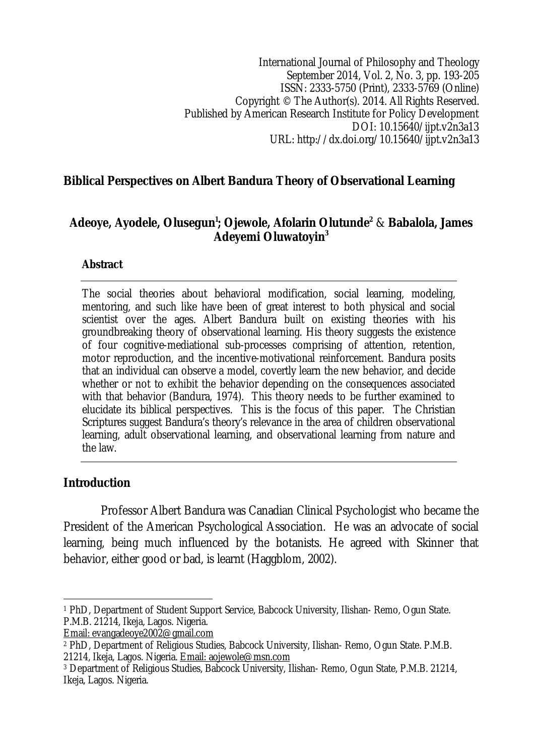International Journal of Philosophy and Theology
September 2014, Vol. 2, No. 3, pp. 193-205
ISSN: 2333-5750 (Print), 2333-5769 (Online)
Copyright © The Author(s). 2014. All Rights Reserved.
Published by American Research Institute for Policy Development
DOI: 10.15640/ijpt.v2n3a13
URL: http://dx.doi.org/10.15640/ijpt.v2n3a13

# Biblical Perspectives on Albert Bandura Theory of Observational Learning

**Adeoye, Ayodele, Olusegun[1]; Ojewole, Afolarin Olutunde[2] & Babalola, James Adeyemi Oluwatoyin[3]**

## Abstract

The social theories about behavioral modification, social learning, modeling, mentoring, and such like have been of great interest to both physical and social scientist over the ages. Albert Bandura built on existing theories with his groundbreaking theory of observational learning. His theory suggests the existence of four cognitive-mediational sub-processes comprising of attention, retention, motor reproduction, and the incentive-motivational reinforcement. Bandura posits that an individual can observe a model, covertly learn the new behavior, and decide whether or not to exhibit the behavior depending on the consequences associated with that behavior (Bandura, 1974). This theory needs to be further examined to elucidate its biblical perspectives. This is the focus of this paper. The Christian Scriptures suggest Bandura's theory's relevance in the area of children observational learning, adult observational learning, and observational learning from nature and the law.

## Introduction

Professor Albert Bandura was Canadian Clinical Psychologist who became the President of the American Psychological Association. He was an advocate of social learning, being much influenced by the botanists. He agreed with Skinner that behavior, either good or bad, is learnt (Haggblom, 2002).

---

[1] PhD, Department of Student Support Service, Babcock University, Ilishan- Remo, Ogun State. P.M.B. 21214, Ikeja, Lagos. Nigeria.
Email: evangadeoye2002@gmail.com

[2] PhD, Department of Religious Studies, Babcock University, Ilishan- Remo, Ogun State. P.M.B. 21214, Ikeja, Lagos. Nigeria. Email: aojewole@msn.com

[3] Department of Religious Studies, Babcock University, Ilishan- Remo, Ogun State, P.M.B. 21214, Ikeja, Lagos. Nigeria.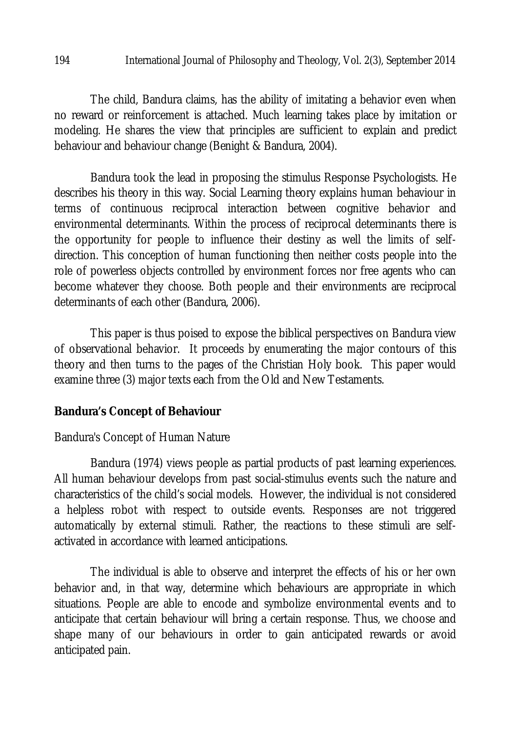The child, Bandura claims, has the ability of imitating a behavior even when no reward or reinforcement is attached. Much learning takes place by imitation or modeling. He shares the view that principles are sufficient to explain and predict behaviour and behaviour change (Benight & Bandura, 2004).

Bandura took the lead in proposing the stimulus Response Psychologists. He describes his theory in this way. Social Learning theory explains human behaviour in terms of continuous reciprocal interaction between cognitive behavior and environmental determinants. Within the process of reciprocal determinants there is the opportunity for people to influence their destiny as well the limits of self-direction. This conception of human functioning then neither costs people into the role of powerless objects controlled by environment forces nor free agents who can become whatever they choose. Both people and their environments are reciprocal determinants of each other (Bandura, 2006).

This paper is thus poised to expose the biblical perspectives on Bandura view of observational behavior. It proceeds by enumerating the major contours of this theory and then turns to the pages of the Christian Holy book. This paper would examine three (3) major texts each from the Old and New Testaments.

## Bandura's Concept of Behaviour

### Bandura's Concept of Human Nature

Bandura (1974) views people as partial products of past learning experiences. All human behaviour develops from past social-stimulus events such the nature and characteristics of the child's social models. However, the individual is not considered a helpless robot with respect to outside events. Responses are not triggered automatically by external stimuli. Rather, the reactions to these stimuli are self-activated in accordance with learned anticipations.

The individual is able to observe and interpret the effects of his or her own behavior and, in that way, determine which behaviours are appropriate in which situations. People are able to encode and symbolize environmental events and to anticipate that certain behaviour will bring a certain response. Thus, we choose and shape many of our behaviours in order to gain anticipated rewards or avoid anticipated pain.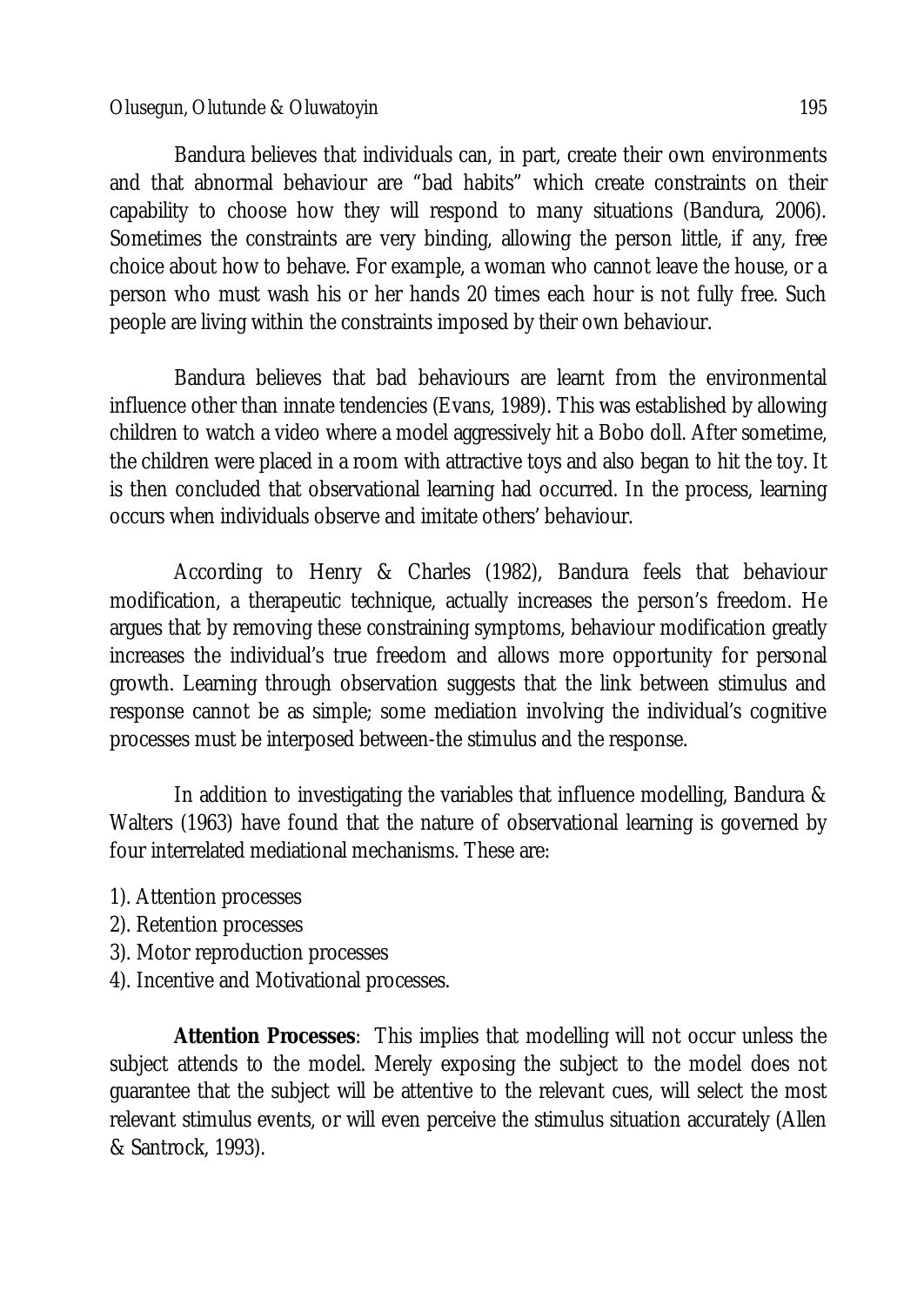Bandura believes that individuals can, in part, create their own environments and that abnormal behaviour are "bad habits" which create constraints on their capability to choose how they will respond to many situations (Bandura, 2006). Sometimes the constraints are very binding, allowing the person little, if any, free choice about how to behave. For example, a woman who cannot leave the house, or a person who must wash his or her hands 20 times each hour is not fully free. Such people are living within the constraints imposed by their own behaviour.

Bandura believes that bad behaviours are learnt from the environmental influence other than innate tendencies (Evans, 1989). This was established by allowing children to watch a video where a model aggressively hit a Bobo doll. After sometime, the children were placed in a room with attractive toys and also began to hit the toy. It is then concluded that observational learning had occurred. In the process, learning occurs when individuals observe and imitate others' behaviour.

According to Henry & Charles (1982), Bandura feels that behaviour modification, a therapeutic technique, actually increases the person's freedom. He argues that by removing these constraining symptoms, behaviour modification greatly increases the individual's true freedom and allows more opportunity for personal growth. Learning through observation suggests that the link between stimulus and response cannot be as simple; some mediation involving the individual's cognitive processes must be interposed between-the stimulus and the response.

In addition to investigating the variables that influence modelling, Bandura & Walters (1963) have found that the nature of observational learning is governed by four interrelated mediational mechanisms. These are:

1). Attention processes
2). Retention processes
3). Motor reproduction processes
4). Incentive and Motivational processes.

**Attention Processes**: This implies that modelling will not occur unless the subject attends to the model. Merely exposing the subject to the model does not guarantee that the subject will be attentive to the relevant cues, will select the most relevant stimulus events, or will even perceive the stimulus situation accurately (Allen & Santrock, 1993).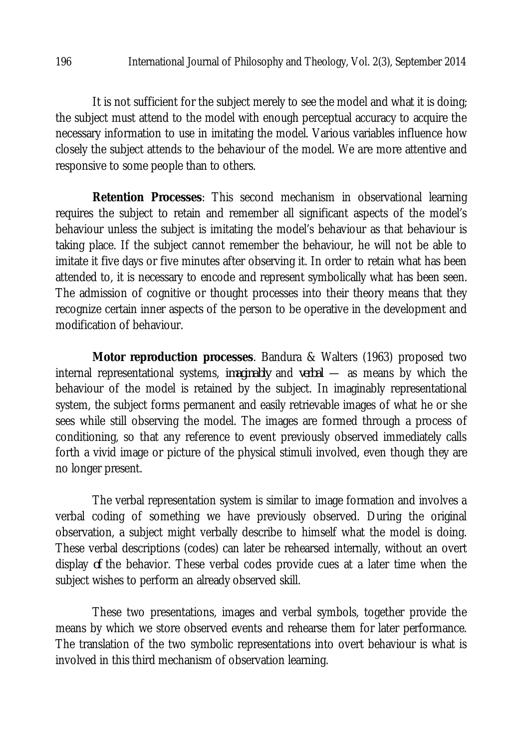It is not sufficient for the subject merely to see the model and what it is doing; the subject must attend to the model with enough perceptual accuracy to acquire the necessary information to use in imitating the model. Various variables influence how closely the subject attends to the behaviour of the model. We are more attentive and responsive to some people than to others.

**Retention Processes**: This second mechanism in observational learning requires the subject to retain and remember all significant aspects of the model's behaviour unless the subject is imitating the model's behaviour as that behaviour is taking place. If the subject cannot remember the behaviour, he will not be able to imitate it five days or five minutes after observing it. In order to retain what has been attended to, it is necessary to encode and represent symbolically what has been seen. The admission of cognitive or thought processes into their theory means that they recognize certain inner aspects of the person to be operative in the development and modification of behaviour.

**Motor reproduction processes**. Bandura & Walters (1963) proposed two internal representational systems, *imaginably* and *verbal* — as means by which the behaviour of the model is retained by the subject. In imaginably representational system, the subject forms permanent and easily retrievable images of what he or she sees while still observing the model. The images are formed through a process of conditioning, so that any reference to event previously observed immediately calls forth a vivid image or picture of the physical stimuli involved, even though they are no longer present.

The verbal representation system is similar to image formation and involves a verbal coding of something we have previously observed. During the original observation, a subject might verbally describe to himself what the model is doing. These verbal descriptions (codes) can later be rehearsed internally, without an overt display of the behavior. These verbal codes provide cues at a later time when the subject wishes to perform an already observed skill.

These two presentations, images and verbal symbols, together provide the means by which we store observed events and rehearse them for later performance. The translation of the two symbolic representations into overt behaviour is what is involved in this third mechanism of observation learning.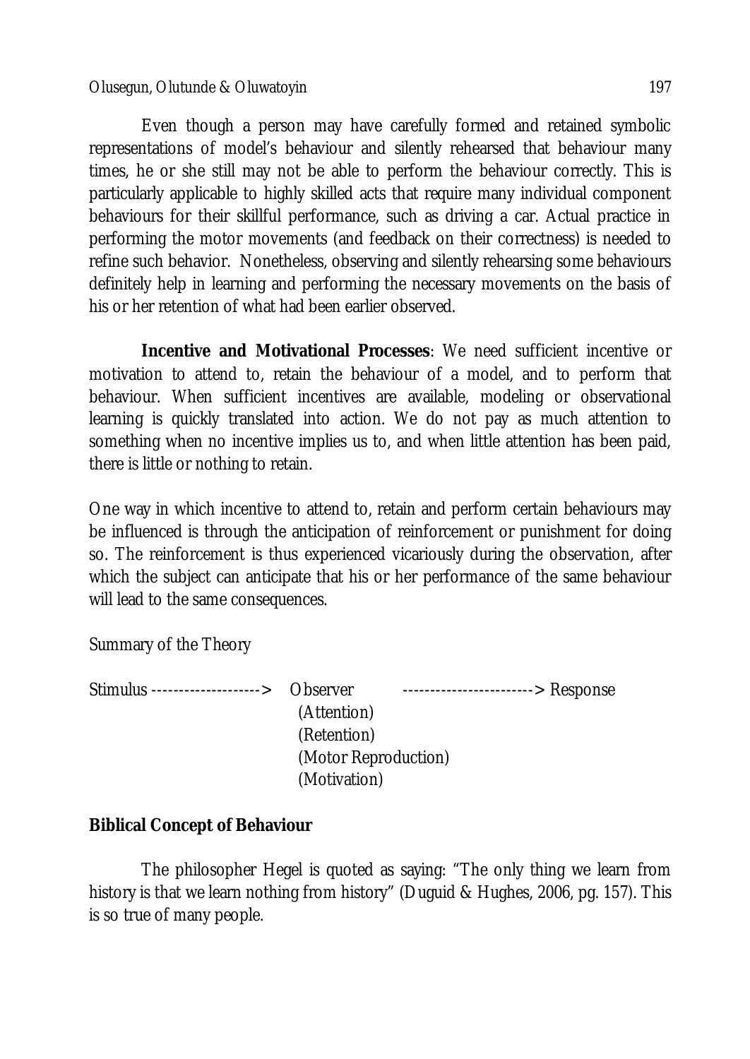Even though a person may have carefully formed and retained symbolic representations of model's behaviour and silently rehearsed that behaviour many times, he or she still may not be able to perform the behaviour correctly. This is particularly applicable to highly skilled acts that require many individual component behaviours for their skillful performance, such as driving a car. Actual practice in performing the motor movements (and feedback on their correctness) is needed to refine such behavior. Nonetheless, observing and silently rehearsing some behaviours definitely help in learning and performing the necessary movements on the basis of his or her retention of what had been earlier observed.

**Incentive and Motivational Processes**: We need sufficient incentive or motivation to attend to, retain the behaviour of a model, and to perform that behaviour. When sufficient incentives are available, modeling or observational learning is quickly translated into action. We do not pay as much attention to something when no incentive implies us to, and when little attention has been paid, there is little or nothing to retain.

One way in which incentive to attend to, retain and perform certain behaviours may be influenced is through the anticipation of reinforcement or punishment for doing so. The reinforcement is thus experienced vicariously during the observation, after which the subject can anticipate that his or her performance of the same behaviour will lead to the same consequences.

Summary of the Theory

Stimulus --------------------> Observer ------------------------> Response
(Attention)
(Retention)
(Motor Reproduction)
(Motivation)

## Biblical Concept of Behaviour

The philosopher Hegel is quoted as saying: "The only thing we learn from history is that we learn nothing from history" (Duguid & Hughes, 2006, pg. 157). This is so true of many people.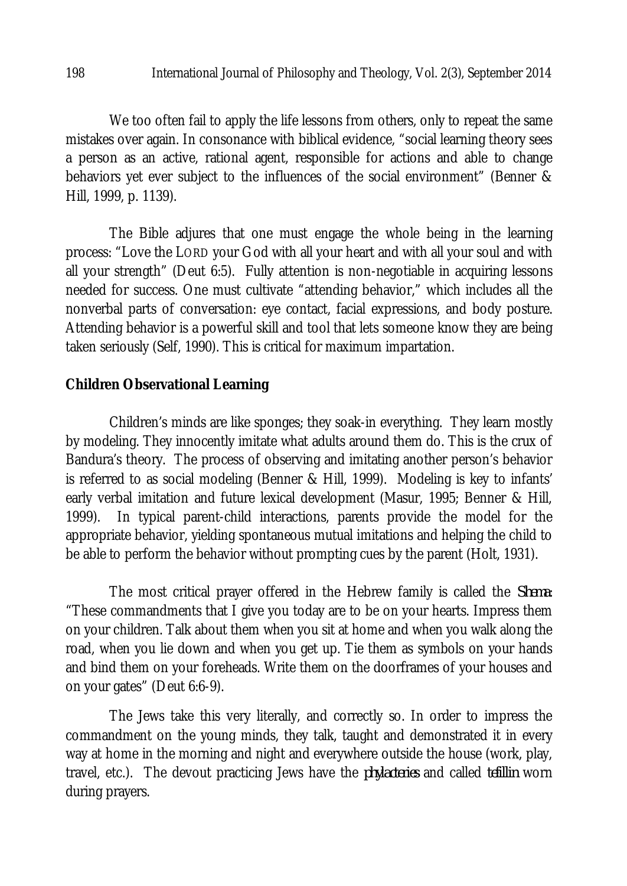We too often fail to apply the life lessons from others, only to repeat the same mistakes over again. In consonance with biblical evidence, "social learning theory sees a person as an active, rational agent, responsible for actions and able to change behaviors yet ever subject to the influences of the social environment" (Benner & Hill, 1999, p. 1139).

The Bible adjures that one must engage the whole being in the learning process: "Love the LORD your God with all your heart and with all your soul and with all your strength" (Deut 6:5). Fully attention is non-negotiable in acquiring lessons needed for success. One must cultivate "attending behavior," which includes all the nonverbal parts of conversation: eye contact, facial expressions, and body posture. Attending behavior is a powerful skill and tool that lets someone know they are being taken seriously (Self, 1990). This is critical for maximum impartation.

## Children Observational Learning

Children's minds are like sponges; they soak-in everything. They learn mostly by modeling. They innocently imitate what adults around them do. This is the crux of Bandura's theory. The process of observing and imitating another person's behavior is referred to as social modeling (Benner & Hill, 1999). Modeling is key to infants' early verbal imitation and future lexical development (Masur, 1995; Benner & Hill, 1999). In typical parent-child interactions, parents provide the model for the appropriate behavior, yielding spontaneous mutual imitations and helping the child to be able to perform the behavior without prompting cues by the parent (Holt, 1931).

The most critical prayer offered in the Hebrew family is called the *Shema*: "These commandments that I give you today are to be on your hearts. Impress them on your children. Talk about them when you sit at home and when you walk along the road, when you lie down and when you get up. Tie them as symbols on your hands and bind them on your foreheads. Write them on the doorframes of your houses and on your gates" (Deut 6:6-9).

The Jews take this very literally, and correctly so. In order to impress the commandment on the young minds, they talk, taught and demonstrated it in every way at home in the morning and night and everywhere outside the house (work, play, travel, etc.). The devout practicing Jews have the *phylacteries* and called *tefillin* worn during prayers.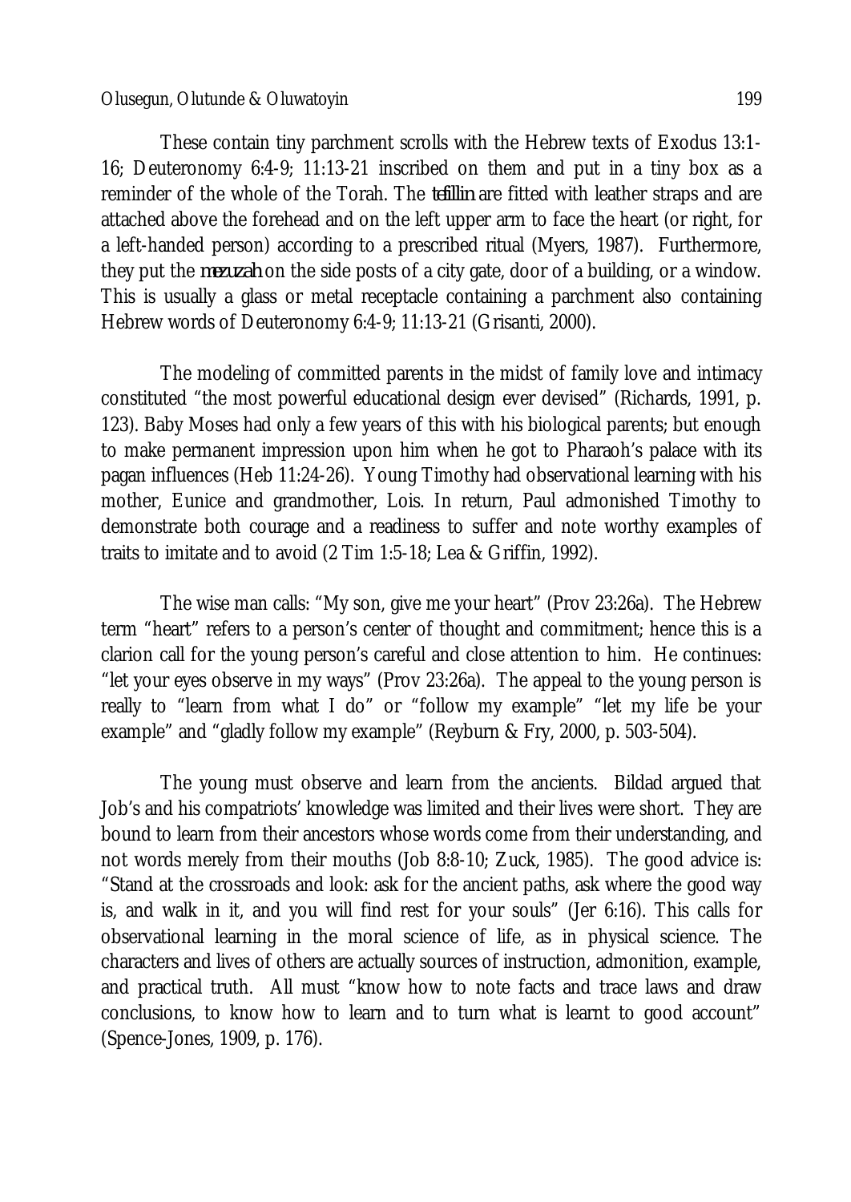These contain tiny parchment scrolls with the Hebrew texts of Exodus 13:1-16; Deuteronomy 6:4-9; 11:13-21 inscribed on them and put in a tiny box as a reminder of the whole of the Torah. The *tefillin* are fitted with leather straps and are attached above the forehead and on the left upper arm to face the heart (or right, for a left-handed person) according to a prescribed ritual (Myers, 1987). Furthermore, they put the *mezuzah* on the side posts of a city gate, door of a building, or a window. This is usually a glass or metal receptacle containing a parchment also containing Hebrew words of Deuteronomy 6:4-9; 11:13-21 (Grisanti, 2000).

The modeling of committed parents in the midst of family love and intimacy constituted "the most powerful educational design ever devised" (Richards, 1991, p. 123). Baby Moses had only a few years of this with his biological parents; but enough to make permanent impression upon him when he got to Pharaoh's palace with its pagan influences (Heb 11:24-26). Young Timothy had observational learning with his mother, Eunice and grandmother, Lois. In return, Paul admonished Timothy to demonstrate both courage and a readiness to suffer and note worthy examples of traits to imitate and to avoid (2 Tim 1:5-18; Lea & Griffin, 1992).

The wise man calls: "My son, give me your heart" (Prov 23:26a). The Hebrew term "heart" refers to a person's center of thought and commitment; hence this is a clarion call for the young person's careful and close attention to him. He continues: "let your eyes observe in my ways" (Prov 23:26a). The appeal to the young person is really to "learn from what I do" or "follow my example" "let my life be your example" and "gladly follow my example" (Reyburn & Fry, 2000, p. 503-504).

The young must observe and learn from the ancients. Bildad argued that Job's and his compatriots' knowledge was limited and their lives were short. They are bound to learn from their ancestors whose words come from their understanding, and not words merely from their mouths (Job 8:8-10; Zuck, 1985). The good advice is: "Stand at the crossroads and look: ask for the ancient paths, ask where the good way is, and walk in it, and you will find rest for your souls" (Jer 6:16). This calls for observational learning in the moral science of life, as in physical science. The characters and lives of others are actually sources of instruction, admonition, example, and practical truth. All must "know how to note facts and trace laws and draw conclusions, to know how to learn and to turn what is learnt to good account" (Spence-Jones, 1909, p. 176).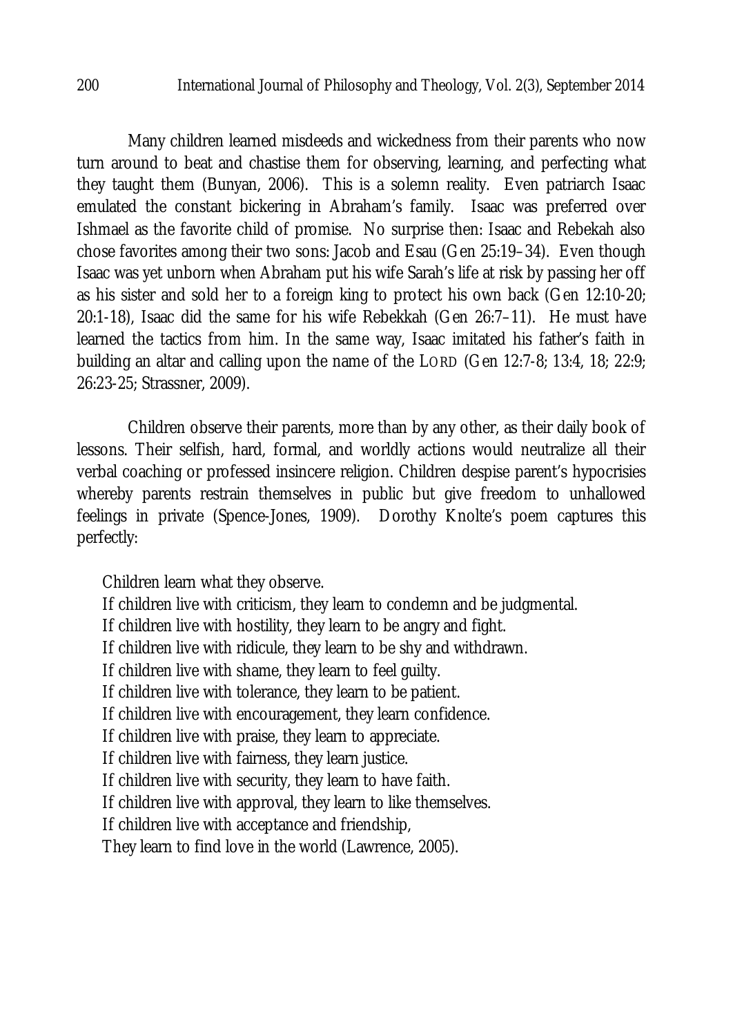Many children learned misdeeds and wickedness from their parents who now turn around to beat and chastise them for observing, learning, and perfecting what they taught them (Bunyan, 2006). This is a solemn reality. Even patriarch Isaac emulated the constant bickering in Abraham's family. Isaac was preferred over Ishmael as the favorite child of promise. No surprise then: Isaac and Rebekah also chose favorites among their two sons: Jacob and Esau (Gen 25:19–34). Even though Isaac was yet unborn when Abraham put his wife Sarah's life at risk by passing her off as his sister and sold her to a foreign king to protect his own back (Gen 12:10-20; 20:1-18), Isaac did the same for his wife Rebekkah (Gen 26:7–11). He must have learned the tactics from him. In the same way, Isaac imitated his father's faith in building an altar and calling upon the name of the LORD (Gen 12:7-8; 13:4, 18; 22:9; 26:23-25; Strassner, 2009).

Children observe their parents, more than by any other, as their daily book of lessons. Their selfish, hard, formal, and worldly actions would neutralize all their verbal coaching or professed insincere religion. Children despise parent's hypocrisies whereby parents restrain themselves in public but give freedom to unhallowed feelings in private (Spence-Jones, 1909). Dorothy Knolte's poem captures this perfectly:

Children learn what they observe.  
If children live with criticism, they learn to condemn and be judgmental.  
If children live with hostility, they learn to be angry and fight.  
If children live with ridicule, they learn to be shy and withdrawn.  
If children live with shame, they learn to feel guilty.  
If children live with tolerance, they learn to be patient.  
If children live with encouragement, they learn confidence.  
If children live with praise, they learn to appreciate.  
If children live with fairness, they learn justice.  
If children live with security, they learn to have faith.  
If children live with approval, they learn to like themselves.  
If children live with acceptance and friendship,  
They learn to find love in the world (Lawrence, 2005).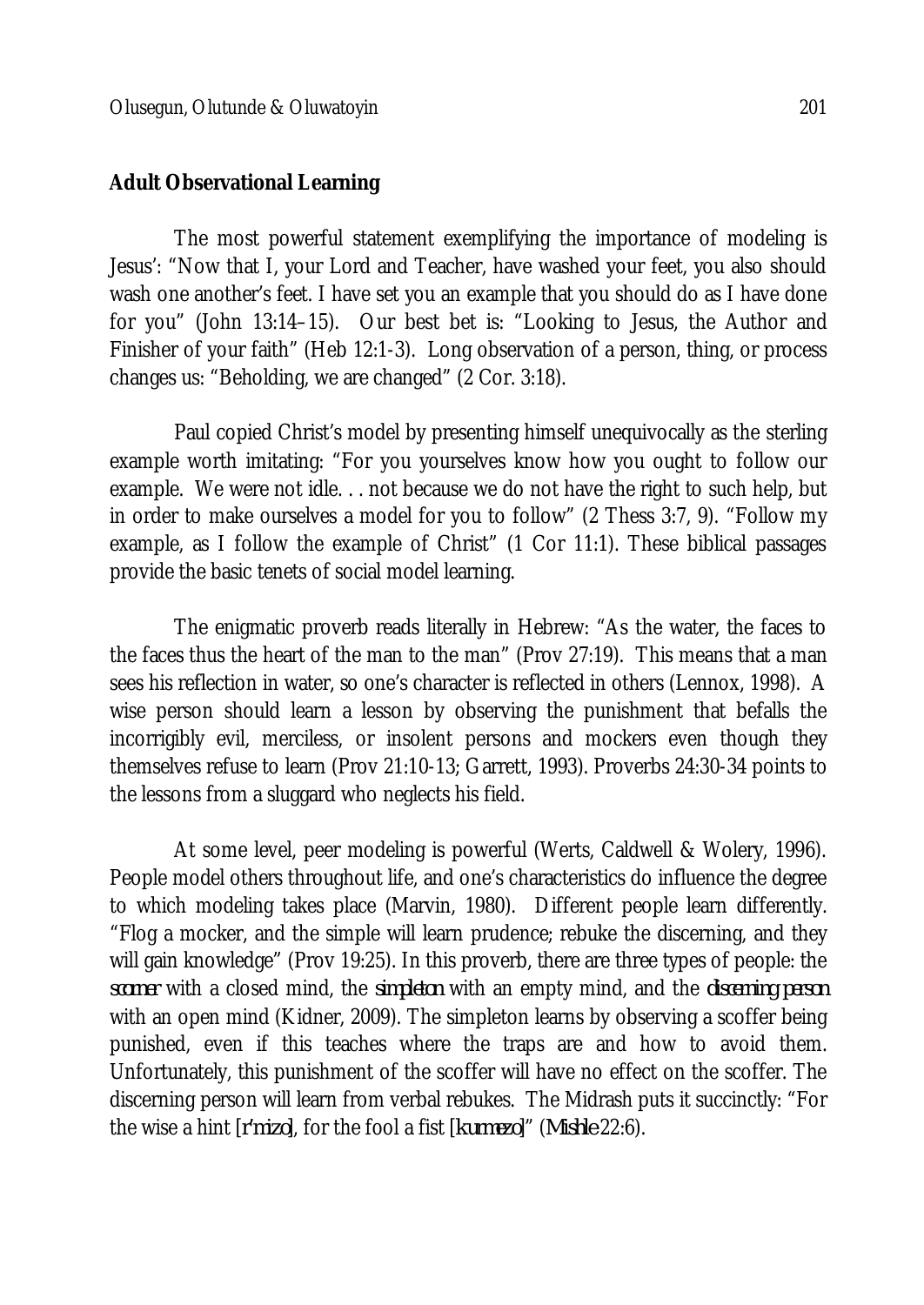**Adult Observational Learning**

The most powerful statement exemplifying the importance of modeling is Jesus': "Now that I, your Lord and Teacher, have washed your feet, you also should wash one another's feet. I have set you an example that you should do as I have done for you" (John 13:14–15). Our best bet is: "Looking to Jesus, the Author and Finisher of your faith" (Heb 12:1-3). Long observation of a person, thing, or process changes us: "Beholding, we are changed" (2 Cor. 3:18).

Paul copied Christ's model by presenting himself unequivocally as the sterling example worth imitating: "For you yourselves know how you ought to follow our example. We were not idle. . . not because we do not have the right to such help, but in order to make ourselves a model for you to follow" (2 Thess 3:7, 9). "Follow my example, as I follow the example of Christ" (1 Cor 11:1). These biblical passages provide the basic tenets of social model learning.

The enigmatic proverb reads literally in Hebrew: "As the water, the faces to the faces thus the heart of the man to the man" (Prov 27:19). This means that a man sees his reflection in water, so one's character is reflected in others (Lennox, 1998). A wise person should learn a lesson by observing the punishment that befalls the incorrigibly evil, merciless, or insolent persons and mockers even though they themselves refuse to learn (Prov 21:10-13; Garrett, 1993). Proverbs 24:30-34 points to the lessons from a sluggard who neglects his field.

At some level, peer modeling is powerful (Werts, Caldwell & Wolery, 1996). People model others throughout life, and one's characteristics do influence the degree to which modeling takes place (Marvin, 1980). Different people learn differently. "Flog a mocker, and the simple will learn prudence; rebuke the discerning, and they will gain knowledge" (Prov 19:25). In this proverb, there are three types of people: the *scorner* with a closed mind, the *simpleton* with an empty mind, and the *discerning person* with an open mind (Kidner, 2009). The simpleton learns by observing a scoffer being punished, even if this teaches where the traps are and how to avoid them. Unfortunately, this punishment of the scoffer will have no effect on the scoffer. The discerning person will learn from verbal rebukes. The Midrash puts it succinctly: "For the wise a hint [*r'mizo*], for the fool a fist [*kurmezo*]" (*Mishle* 22:6).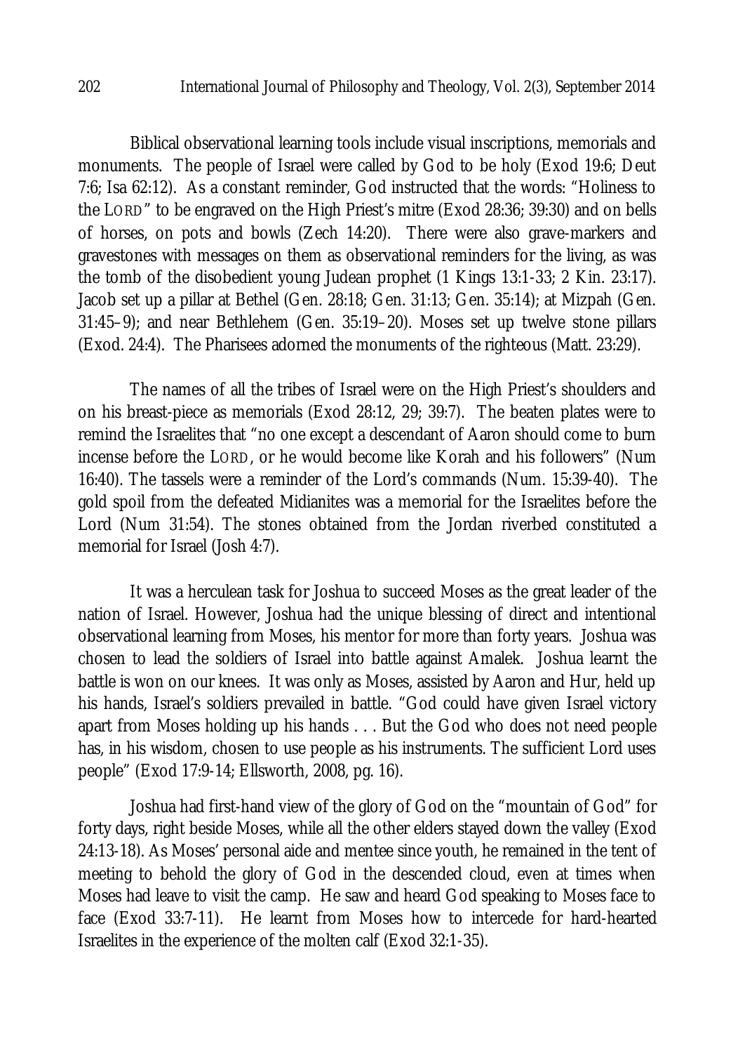Biblical observational learning tools include visual inscriptions, memorials and monuments. The people of Israel were called by God to be holy (Exod 19:6; Deut 7:6; Isa 62:12). As a constant reminder, God instructed that the words: "Holiness to the LORD" to be engraved on the High Priest's mitre (Exod 28:36; 39:30) and on bells of horses, on pots and bowls (Zech 14:20). There were also grave-markers and gravestones with messages on them as observational reminders for the living, as was the tomb of the disobedient young Judean prophet (1 Kings 13:1-33; 2 Kin. 23:17). Jacob set up a pillar at Bethel (Gen. 28:18; Gen. 31:13; Gen. 35:14); at Mizpah (Gen. 31:45–9); and near Bethlehem (Gen. 35:19–20). Moses set up twelve stone pillars (Exod. 24:4). The Pharisees adorned the monuments of the righteous (Matt. 23:29).

The names of all the tribes of Israel were on the High Priest's shoulders and on his breast-piece as memorials (Exod 28:12, 29; 39:7). The beaten plates were to remind the Israelites that "no one except a descendant of Aaron should come to burn incense before the LORD, or he would become like Korah and his followers" (Num 16:40). The tassels were a reminder of the Lord's commands (Num. 15:39-40). The gold spoil from the defeated Midianites was a memorial for the Israelites before the Lord (Num 31:54). The stones obtained from the Jordan riverbed constituted a memorial for Israel (Josh 4:7).

It was a herculean task for Joshua to succeed Moses as the great leader of the nation of Israel. However, Joshua had the unique blessing of direct and intentional observational learning from Moses, his mentor for more than forty years. Joshua was chosen to lead the soldiers of Israel into battle against Amalek. Joshua learnt the battle is won on our knees. It was only as Moses, assisted by Aaron and Hur, held up his hands, Israel's soldiers prevailed in battle. "God could have given Israel victory apart from Moses holding up his hands . . . But the God who does not need people has, in his wisdom, chosen to use people as his instruments. The sufficient Lord uses people" (Exod 17:9-14; Ellsworth, 2008, pg. 16).

Joshua had first-hand view of the glory of God on the "mountain of God" for forty days, right beside Moses, while all the other elders stayed down the valley (Exod 24:13-18). As Moses' personal aide and mentee since youth, he remained in the tent of meeting to behold the glory of God in the descended cloud, even at times when Moses had leave to visit the camp. He saw and heard God speaking to Moses face to face (Exod 33:7-11). He learnt from Moses how to intercede for hard-hearted Israelites in the experience of the molten calf (Exod 32:1-35).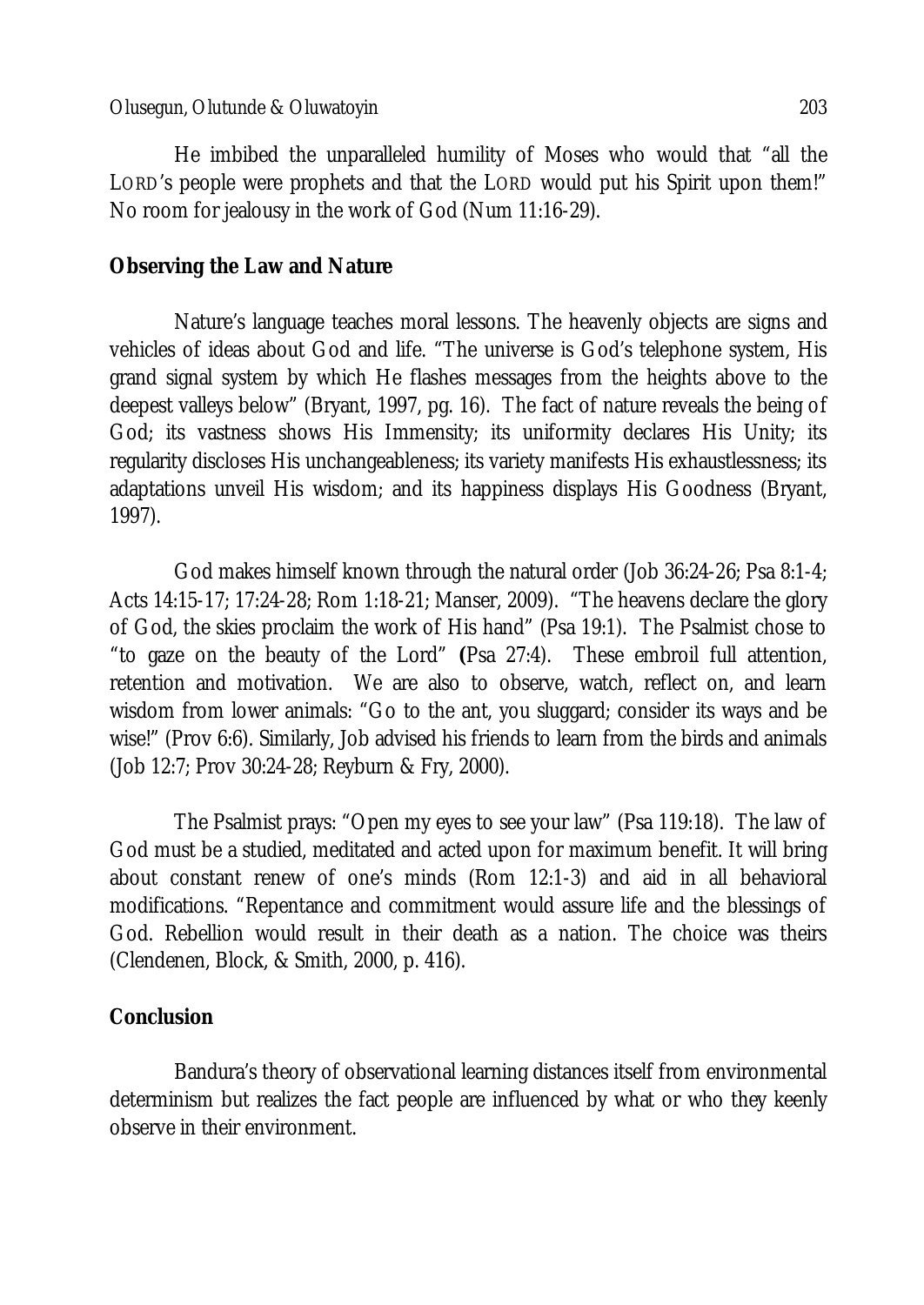He imbibed the unparalleled humility of Moses who would that "all the LORD's people were prophets and that the LORD would put his Spirit upon them!" No room for jealousy in the work of God (Num 11:16-29).

## Observing the Law and Nature

Nature's language teaches moral lessons. The heavenly objects are signs and vehicles of ideas about God and life. "The universe is God's telephone system, His grand signal system by which He flashes messages from the heights above to the deepest valleys below" (Bryant, 1997, pg. 16). The fact of nature reveals the being of God; its vastness shows His Immensity; its uniformity declares His Unity; its regularity discloses His unchangeableness; its variety manifests His exhaustlessness; its adaptations unveil His wisdom; and its happiness displays His Goodness (Bryant, 1997).

God makes himself known through the natural order (Job 36:24-26; Psa 8:1-4; Acts 14:15-17; 17:24-28; Rom 1:18-21; Manser, 2009). "The heavens declare the glory of God, the skies proclaim the work of His hand" (Psa 19:1). The Psalmist chose to "to gaze on the beauty of the Lord" **(**Psa 27:4). These embroil full attention, retention and motivation. We are also to observe, watch, reflect on, and learn wisdom from lower animals: "Go to the ant, you sluggard; consider its ways and be wise!" (Prov 6:6). Similarly, Job advised his friends to learn from the birds and animals (Job 12:7; Prov 30:24-28; Reyburn & Fry, 2000).

The Psalmist prays: "Open my eyes to see your law" (Psa 119:18). The law of God must be a studied, meditated and acted upon for maximum benefit. It will bring about constant renew of one's minds (Rom 12:1-3) and aid in all behavioral modifications. "Repentance and commitment would assure life and the blessings of God. Rebellion would result in their death as a nation. The choice was theirs (Clendenen, Block, & Smith, 2000, p. 416).

## Conclusion

Bandura's theory of observational learning distances itself from environmental determinism but realizes the fact people are influenced by what or who they keenly observe in their environment.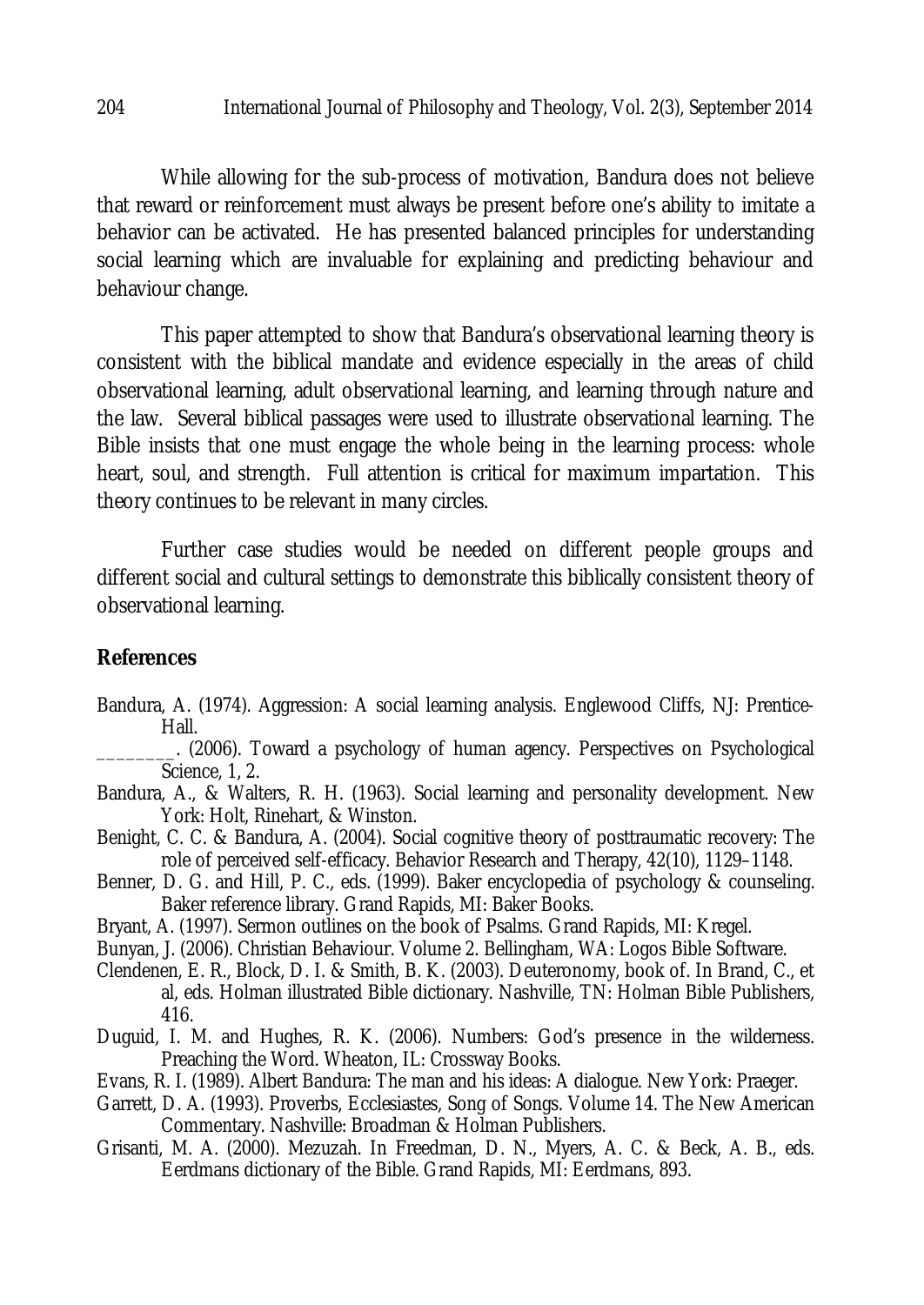While allowing for the sub-process of motivation, Bandura does not believe that reward or reinforcement must always be present before one's ability to imitate a behavior can be activated. He has presented balanced principles for understanding social learning which are invaluable for explaining and predicting behaviour and behaviour change.

This paper attempted to show that Bandura's observational learning theory is consistent with the biblical mandate and evidence especially in the areas of child observational learning, adult observational learning, and learning through nature and the law. Several biblical passages were used to illustrate observational learning. The Bible insists that one must engage the whole being in the learning process: whole heart, soul, and strength. Full attention is critical for maximum impartation. This theory continues to be relevant in many circles.

Further case studies would be needed on different people groups and different social and cultural settings to demonstrate this biblically consistent theory of observational learning.

## References

Bandura, A. (1974). Aggression: A social learning analysis. Englewood Cliffs, NJ: Prentice-Hall.

________. (2006). Toward a psychology of human agency. Perspectives on Psychological Science, 1, 2.

Bandura, A., & Walters, R. H. (1963). Social learning and personality development. New York: Holt, Rinehart, & Winston.

Benight, C. C. & Bandura, A. (2004). Social cognitive theory of posttraumatic recovery: The role of perceived self-efficacy. Behavior Research and Therapy, 42(10), 1129–1148.

Benner, D. G. and Hill, P. C., eds. (1999). Baker encyclopedia of psychology & counseling. Baker reference library. Grand Rapids, MI: Baker Books.

Bryant, A. (1997). Sermon outlines on the book of Psalms. Grand Rapids, MI: Kregel.

Bunyan, J. (2006). Christian Behaviour. Volume 2. Bellingham, WA: Logos Bible Software.

Clendenen, E. R., Block, D. I. & Smith, B. K. (2003). Deuteronomy, book of. In Brand, C., et al, eds. Holman illustrated Bible dictionary. Nashville, TN: Holman Bible Publishers, 416.

Duguid, I. M. and Hughes, R. K. (2006). Numbers: God's presence in the wilderness. Preaching the Word. Wheaton, IL: Crossway Books.

Evans, R. I. (1989). Albert Bandura: The man and his ideas: A dialogue. New York: Praeger.

Garrett, D. A. (1993). Proverbs, Ecclesiastes, Song of Songs. Volume 14. The New American Commentary. Nashville: Broadman & Holman Publishers.

Grisanti, M. A. (2000). Mezuzah. In Freedman, D. N., Myers, A. C. & Beck, A. B., eds. Eerdmans dictionary of the Bible. Grand Rapids, MI: Eerdmans, 893.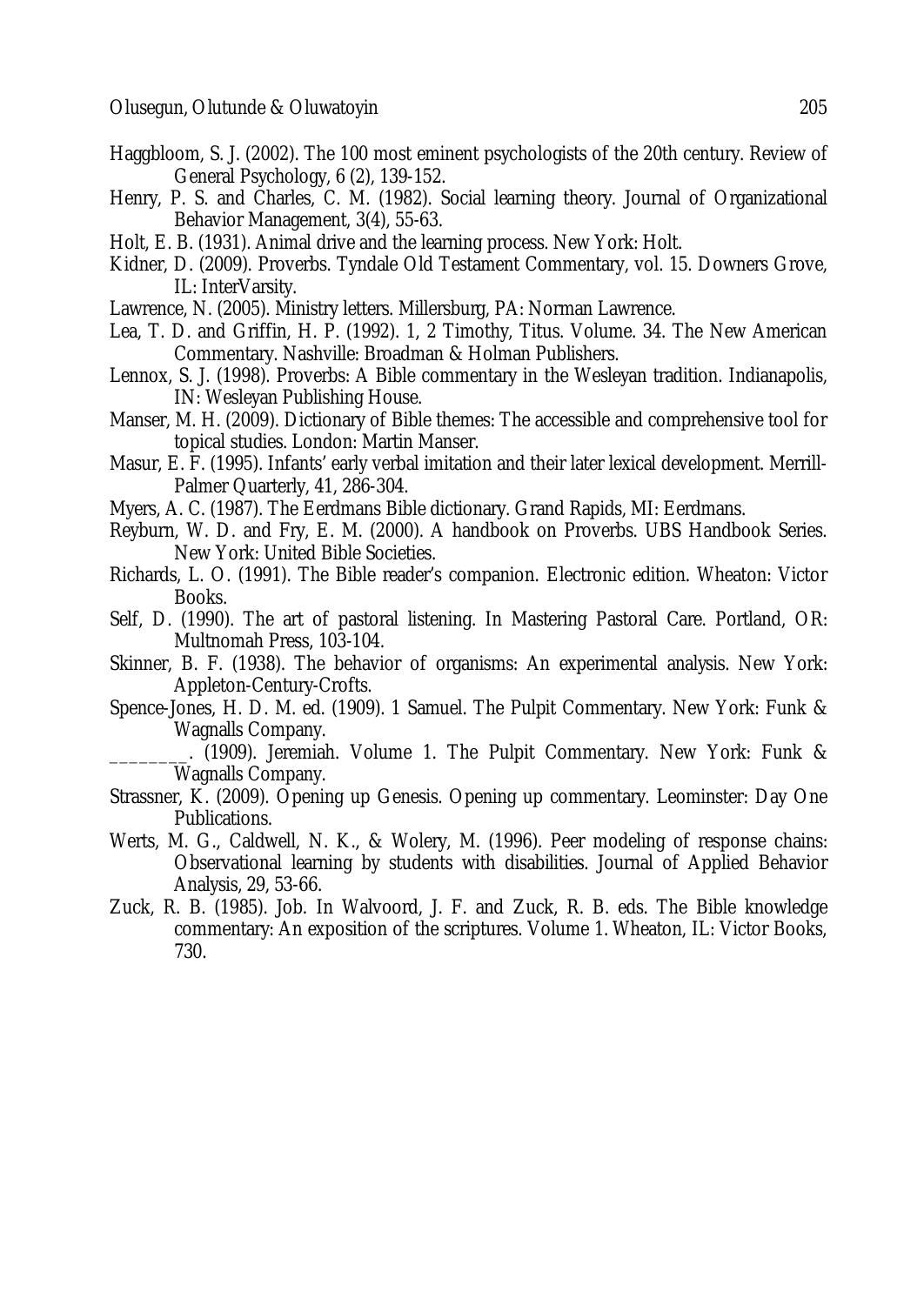Haggbloom, S. J. (2002). The 100 most eminent psychologists of the 20th century. Review of General Psychology, 6 (2), 139-152.

Henry, P. S. and Charles, C. M. (1982). Social learning theory. Journal of Organizational Behavior Management, 3(4), 55-63.

Holt, E. B. (1931). Animal drive and the learning process. New York: Holt.

Kidner, D. (2009). Proverbs. Tyndale Old Testament Commentary, vol. 15. Downers Grove, IL: InterVarsity.

Lawrence, N. (2005). Ministry letters. Millersburg, PA: Norman Lawrence.

Lea, T. D. and Griffin, H. P. (1992). 1, 2 Timothy, Titus. Volume. 34. The New American Commentary. Nashville: Broadman & Holman Publishers.

Lennox, S. J. (1998). Proverbs: A Bible commentary in the Wesleyan tradition. Indianapolis, IN: Wesleyan Publishing House.

Manser, M. H. (2009). Dictionary of Bible themes: The accessible and comprehensive tool for topical studies. London: Martin Manser.

Masur, E. F. (1995). Infants' early verbal imitation and their later lexical development. Merrill-Palmer Quarterly, 41, 286-304.

Myers, A. C. (1987). The Eerdmans Bible dictionary. Grand Rapids, MI: Eerdmans.

Reyburn, W. D. and Fry, E. M. (2000). A handbook on Proverbs. UBS Handbook Series. New York: United Bible Societies.

Richards, L. O. (1991). The Bible reader's companion. Electronic edition. Wheaton: Victor Books.

Self, D. (1990). The art of pastoral listening. In Mastering Pastoral Care. Portland, OR: Multnomah Press, 103-104.

Skinner, B. F. (1938). The behavior of organisms: An experimental analysis. New York: Appleton-Century-Crofts.

Spence-Jones, H. D. M. ed. (1909). 1 Samuel. The Pulpit Commentary. New York: Funk & Wagnalls Company.

________. (1909). Jeremiah. Volume 1. The Pulpit Commentary. New York: Funk & Wagnalls Company.

Strassner, K. (2009). Opening up Genesis. Opening up commentary. Leominster: Day One Publications.

Werts, M. G., Caldwell, N. K., & Wolery, M. (1996). Peer modeling of response chains: Observational learning by students with disabilities. Journal of Applied Behavior Analysis, 29, 53-66.

Zuck, R. B. (1985). Job. In Walvoord, J. F. and Zuck, R. B. eds. The Bible knowledge commentary: An exposition of the scriptures. Volume 1. Wheaton, IL: Victor Books, 730.